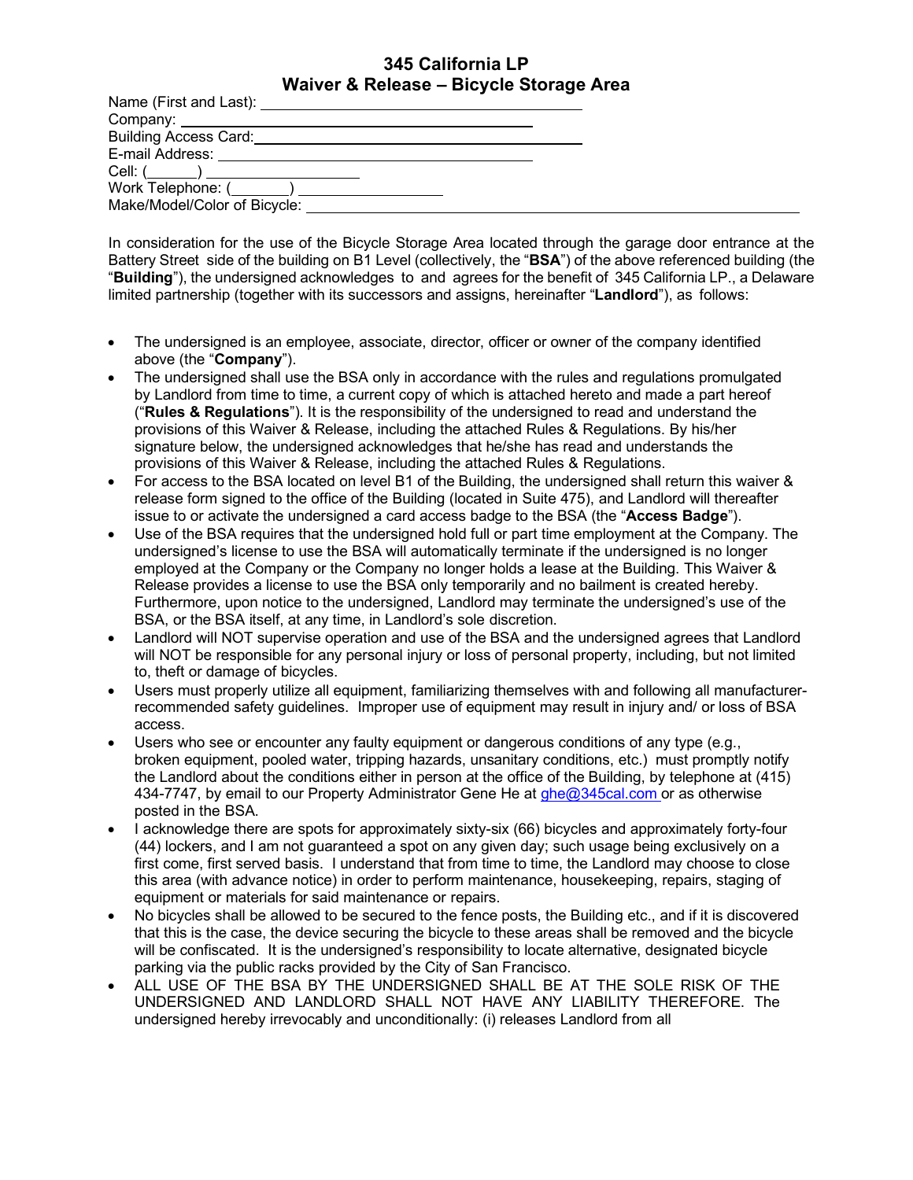# 345 California LP
## Waiver & Release – Bicycle Storage Area

Name (First and Last): ______________________________

Company: ______________________________

Building Access Card: ______________________________

E-mail Address: ______________________________

Cell: (______) ____________________

Work Telephone: (_______) ____________________

Make/Model/Color of Bicycle: ______________________________

In consideration for the use of the Bicycle Storage Area located through the garage door entrance at the Battery Street side of the building on B1 Level (collectively, the "**BSA**") of the above referenced building (the "**Building**"), the undersigned acknowledges to and agrees for the benefit of 345 California LP., a Delaware limited partnership (together with its successors and assigns, hereinafter "**Landlord**"), as follows:

- The undersigned is an employee, associate, director, officer or owner of the company identified above (the "**Company**").
- The undersigned shall use the BSA only in accordance with the rules and regulations promulgated by Landlord from time to time, a current copy of which is attached hereto and made a part hereof ("**Rules & Regulations**"). It is the responsibility of the undersigned to read and understand the provisions of this Waiver & Release, including the attached Rules & Regulations. By his/her signature below, the undersigned acknowledges that he/she has read and understands the provisions of this Waiver & Release, including the attached Rules & Regulations.
- For access to the BSA located on level B1 of the Building, the undersigned shall return this waiver & release form signed to the office of the Building (located in Suite 475), and Landlord will thereafter issue to or activate the undersigned a card access badge to the BSA (the "**Access Badge**").
- Use of the BSA requires that the undersigned hold full or part time employment at the Company. The undersigned's license to use the BSA will automatically terminate if the undersigned is no longer employed at the Company or the Company no longer holds a lease at the Building. This Waiver & Release provides a license to use the BSA only temporarily and no bailment is created hereby. Furthermore, upon notice to the undersigned, Landlord may terminate the undersigned's use of the BSA, or the BSA itself, at any time, in Landlord's sole discretion.
- Landlord will NOT supervise operation and use of the BSA and the undersigned agrees that Landlord will NOT be responsible for any personal injury or loss of personal property, including, but not limited to, theft or damage of bicycles.
- Users must properly utilize all equipment, familiarizing themselves with and following all manufacturer-recommended safety guidelines. Improper use of equipment may result in injury and/ or loss of BSA access.
- Users who see or encounter any faulty equipment or dangerous conditions of any type (e.g., broken equipment, pooled water, tripping hazards, unsanitary conditions, etc.) must promptly notify the Landlord about the conditions either in person at the office of the Building, by telephone at (415) 434-7747, by email to our Property Administrator Gene He at ghe@345cal.com or as otherwise posted in the BSA.
- I acknowledge there are spots for approximately sixty-six (66) bicycles and approximately forty-four (44) lockers, and I am not guaranteed a spot on any given day; such usage being exclusively on a first come, first served basis. I understand that from time to time, the Landlord may choose to close this area (with advance notice) in order to perform maintenance, housekeeping, repairs, staging of equipment or materials for said maintenance or repairs.
- No bicycles shall be allowed to be secured to the fence posts, the Building etc., and if it is discovered that this is the case, the device securing the bicycle to these areas shall be removed and the bicycle will be confiscated. It is the undersigned's responsibility to locate alternative, designated bicycle parking via the public racks provided by the City of San Francisco.
- ALL USE OF THE BSA BY THE UNDERSIGNED SHALL BE AT THE SOLE RISK OF THE UNDERSIGNED AND LANDLORD SHALL NOT HAVE ANY LIABILITY THEREFORE. The undersigned hereby irrevocably and unconditionally: (i) releases Landlord from all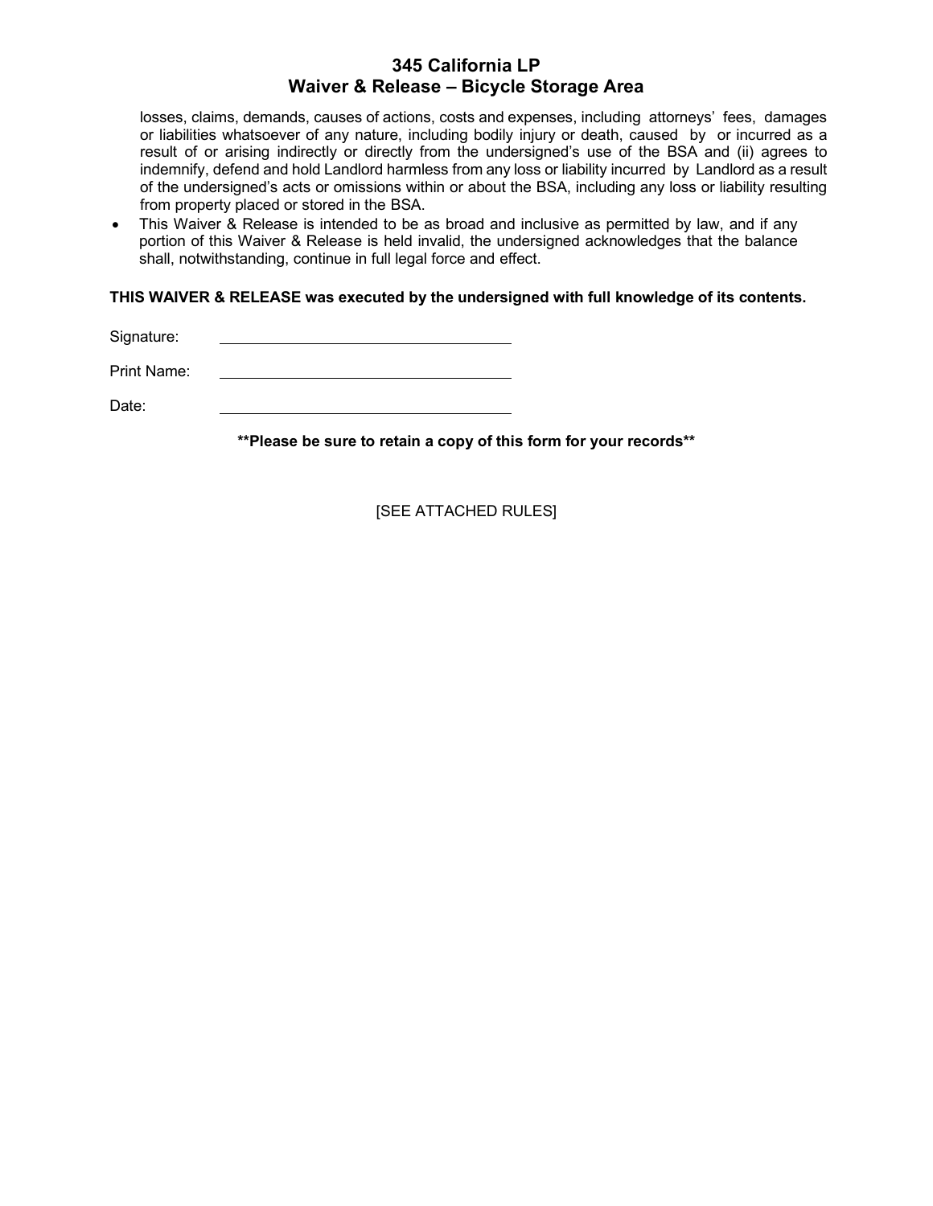losses, claims, demands, causes of actions, costs and expenses, including attorneys' fees, damages or liabilities whatsoever of any nature, including bodily injury or death, caused by or incurred as a result of or arising indirectly or directly from the undersigned's use of the BSA and (ii) agrees to indemnify, defend and hold Landlord harmless from any loss or liability incurred by Landlord as a result of the undersigned's acts or omissions within or about the BSA, including any loss or liability resulting from property placed or stored in the BSA.

- This Waiver & Release is intended to be as broad and inclusive as permitted by law, and if any portion of this Waiver & Release is held invalid, the undersigned acknowledges that the balance shall, notwithstanding, continue in full legal force and effect.

**THIS WAIVER & RELEASE was executed by the undersigned with full knowledge of its contents.**

Signature: ______________________________

Print Name: ______________________________

Date: ______________________________

**Please be sure to retain a copy of this form for your records**

[SEE ATTACHED RULES]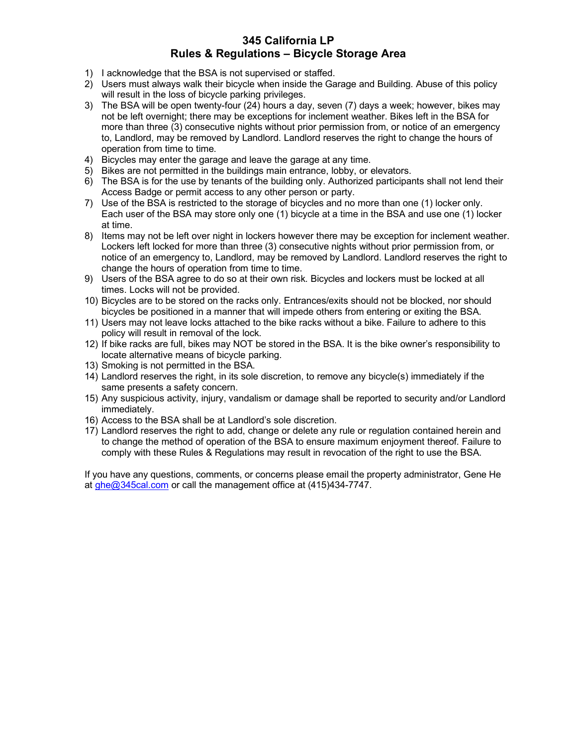# 345 California LP
## Rules & Regulations – Bicycle Storage Area

1) I acknowledge that the BSA is not supervised or staffed.
2) Users must always walk their bicycle when inside the Garage and Building. Abuse of this policy will result in the loss of bicycle parking privileges.
3) The BSA will be open twenty-four (24) hours a day, seven (7) days a week; however, bikes may not be left overnight; there may be exceptions for inclement weather. Bikes left in the BSA for more than three (3) consecutive nights without prior permission from, or notice of an emergency to, Landlord, may be removed by Landlord. Landlord reserves the right to change the hours of operation from time to time.
4) Bicycles may enter the garage and leave the garage at any time.
5) Bikes are not permitted in the buildings main entrance, lobby, or elevators.
6) The BSA is for the use by tenants of the building only. Authorized participants shall not lend their Access Badge or permit access to any other person or party.
7) Use of the BSA is restricted to the storage of bicycles and no more than one (1) locker only. Each user of the BSA may store only one (1) bicycle at a time in the BSA and use one (1) locker at time.
8) Items may not be left over night in lockers however there may be exception for inclement weather. Lockers left locked for more than three (3) consecutive nights without prior permission from, or notice of an emergency to, Landlord, may be removed by Landlord. Landlord reserves the right to change the hours of operation from time to time.
9) Users of the BSA agree to do so at their own risk. Bicycles and lockers must be locked at all times. Locks will not be provided.
10) Bicycles are to be stored on the racks only. Entrances/exits should not be blocked, nor should bicycles be positioned in a manner that will impede others from entering or exiting the BSA.
11) Users may not leave locks attached to the bike racks without a bike. Failure to adhere to this policy will result in removal of the lock.
12) If bike racks are full, bikes may NOT be stored in the BSA. It is the bike owner's responsibility to locate alternative means of bicycle parking.
13) Smoking is not permitted in the BSA.
14) Landlord reserves the right, in its sole discretion, to remove any bicycle(s) immediately if the same presents a safety concern.
15) Any suspicious activity, injury, vandalism or damage shall be reported to security and/or Landlord immediately.
16) Access to the BSA shall be at Landlord's sole discretion.
17) Landlord reserves the right to add, change or delete any rule or regulation contained herein and to change the method of operation of the BSA to ensure maximum enjoyment thereof. Failure to comply with these Rules & Regulations may result in revocation of the right to use the BSA.

If you have any questions, comments, or concerns please email the property administrator, Gene He at ghe@345cal.com or call the management office at (415)434-7747.